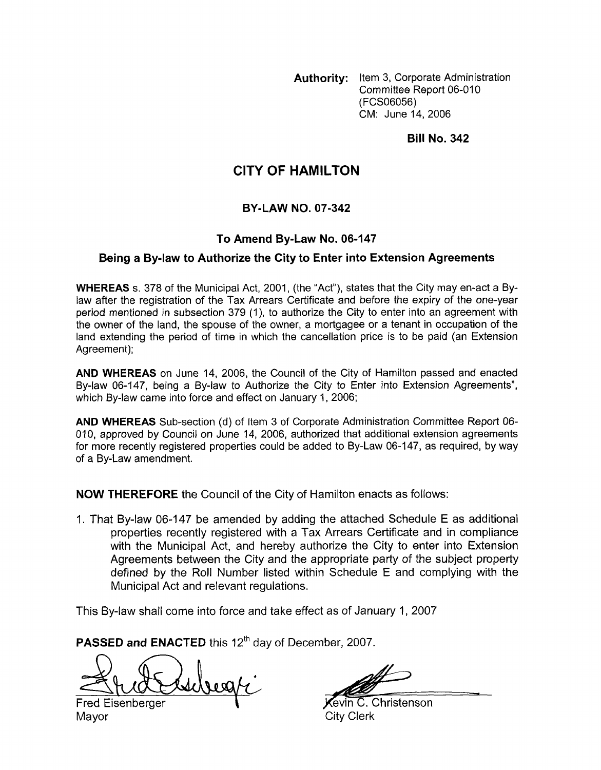**Authority:** Item 3, Corporate Administration Committee Report 06-010 (FCS06056)
CM: June 14, 2006

**Bill No. 342**

# CITY OF HAMILTON

## BY-LAW NO. 07-342

### To Amend By-Law No. 06-147

### Being a By-law to Authorize the City to Enter into Extension Agreements

**WHEREAS** s. 378 of the Municipal Act, 2001, (the "Act"), states that the City may en-act a By-law after the registration of the Tax Arrears Certificate and before the expiry of the one-year period mentioned in subsection 379 (1), to authorize the City to enter into an agreement with the owner of the land, the spouse of the owner, a mortgagee or a tenant in occupation of the land extending the period of time in which the cancellation price is to be paid (an Extension Agreement);

**AND WHEREAS** on June 14, 2006, the Council of the City of Hamilton passed and enacted By-law 06-147, being a By-law to Authorize the City to Enter into Extension Agreements", which By-law came into force and effect on January 1, 2006;

**AND WHEREAS** Sub-section (d) of Item 3 of Corporate Administration Committee Report 06-010, approved by Council on June 14, 2006, authorized that additional extension agreements for more recently registered properties could be added to By-Law 06-147, as required, by way of a By-Law amendment.

**NOW THEREFORE** the Council of the City of Hamilton enacts as follows:

1. That By-law 06-147 be amended by adding the attached Schedule E as additional properties recently registered with a Tax Arrears Certificate and in compliance with the Municipal Act, and hereby authorize the City to enter into Extension Agreements between the City and the appropriate party of the subject property defined by the Roll Number listed within Schedule E and complying with the Municipal Act and relevant regulations.

This By-law shall come into force and take effect as of January 1, 2007

**PASSED and ENACTED** this 12th day of December, 2007.

Fred Eisenberger
Mayor

Kevin C. Christenson
City Clerk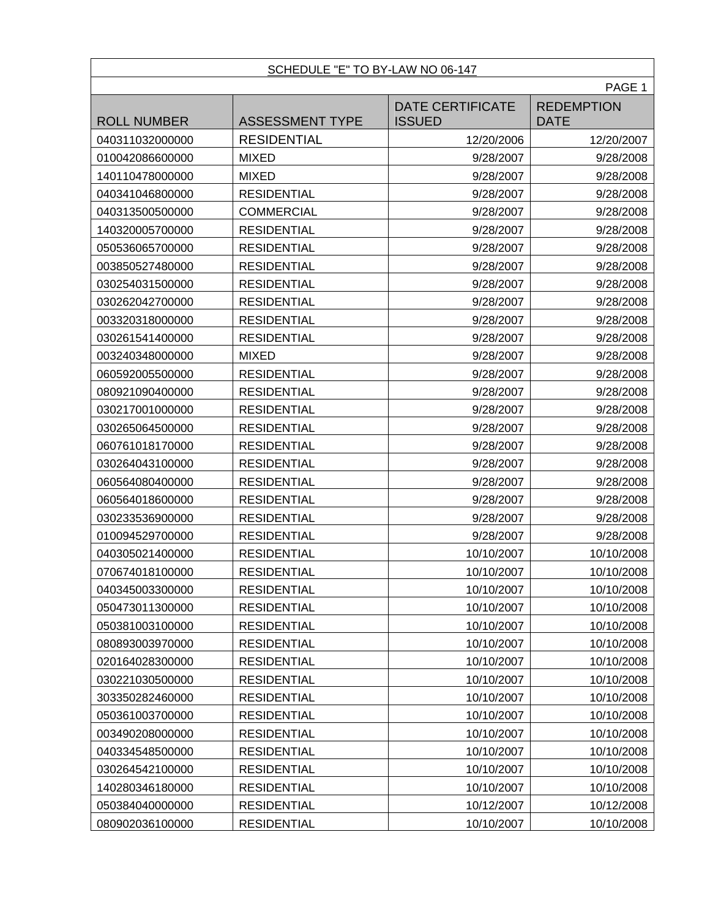SCHEDULE "E" TO BY-LAW NO 06-147

PAGE 1

| ROLL NUMBER | ASSESSMENT TYPE | DATE CERTIFICATE ISSUED | REDEMPTION DATE |
|---|---|---|---|
| 040311032000000 | RESIDENTIAL | 12/20/2006 | 12/20/2007 |
| 010042086600000 | MIXED | 9/28/2007 | 9/28/2008 |
| 140110478000000 | MIXED | 9/28/2007 | 9/28/2008 |
| 040341046800000 | RESIDENTIAL | 9/28/2007 | 9/28/2008 |
| 040313500500000 | COMMERCIAL | 9/28/2007 | 9/28/2008 |
| 140320005700000 | RESIDENTIAL | 9/28/2007 | 9/28/2008 |
| 050536065700000 | RESIDENTIAL | 9/28/2007 | 9/28/2008 |
| 003850527480000 | RESIDENTIAL | 9/28/2007 | 9/28/2008 |
| 030254031500000 | RESIDENTIAL | 9/28/2007 | 9/28/2008 |
| 030262042700000 | RESIDENTIAL | 9/28/2007 | 9/28/2008 |
| 003320318000000 | RESIDENTIAL | 9/28/2007 | 9/28/2008 |
| 030261541400000 | RESIDENTIAL | 9/28/2007 | 9/28/2008 |
| 003240348000000 | MIXED | 9/28/2007 | 9/28/2008 |
| 060592005500000 | RESIDENTIAL | 9/28/2007 | 9/28/2008 |
| 080921090400000 | RESIDENTIAL | 9/28/2007 | 9/28/2008 |
| 030217001000000 | RESIDENTIAL | 9/28/2007 | 9/28/2008 |
| 030265064500000 | RESIDENTIAL | 9/28/2007 | 9/28/2008 |
| 060761018170000 | RESIDENTIAL | 9/28/2007 | 9/28/2008 |
| 030264043100000 | RESIDENTIAL | 9/28/2007 | 9/28/2008 |
| 060564080400000 | RESIDENTIAL | 9/28/2007 | 9/28/2008 |
| 060564018600000 | RESIDENTIAL | 9/28/2007 | 9/28/2008 |
| 030233536900000 | RESIDENTIAL | 9/28/2007 | 9/28/2008 |
| 010094529700000 | RESIDENTIAL | 9/28/2007 | 9/28/2008 |
| 040305021400000 | RESIDENTIAL | 10/10/2007 | 10/10/2008 |
| 070674018100000 | RESIDENTIAL | 10/10/2007 | 10/10/2008 |
| 040345003300000 | RESIDENTIAL | 10/10/2007 | 10/10/2008 |
| 050473011300000 | RESIDENTIAL | 10/10/2007 | 10/10/2008 |
| 050381003100000 | RESIDENTIAL | 10/10/2007 | 10/10/2008 |
| 080893003970000 | RESIDENTIAL | 10/10/2007 | 10/10/2008 |
| 020164028300000 | RESIDENTIAL | 10/10/2007 | 10/10/2008 |
| 030221030500000 | RESIDENTIAL | 10/10/2007 | 10/10/2008 |
| 303350282460000 | RESIDENTIAL | 10/10/2007 | 10/10/2008 |
| 050361003700000 | RESIDENTIAL | 10/10/2007 | 10/10/2008 |
| 003490208000000 | RESIDENTIAL | 10/10/2007 | 10/10/2008 |
| 040334548500000 | RESIDENTIAL | 10/10/2007 | 10/10/2008 |
| 030264542100000 | RESIDENTIAL | 10/10/2007 | 10/10/2008 |
| 140280346180000 | RESIDENTIAL | 10/10/2007 | 10/10/2008 |
| 050384040000000 | RESIDENTIAL | 10/12/2007 | 10/12/2008 |
| 080902036100000 | RESIDENTIAL | 10/10/2007 | 10/10/2008 |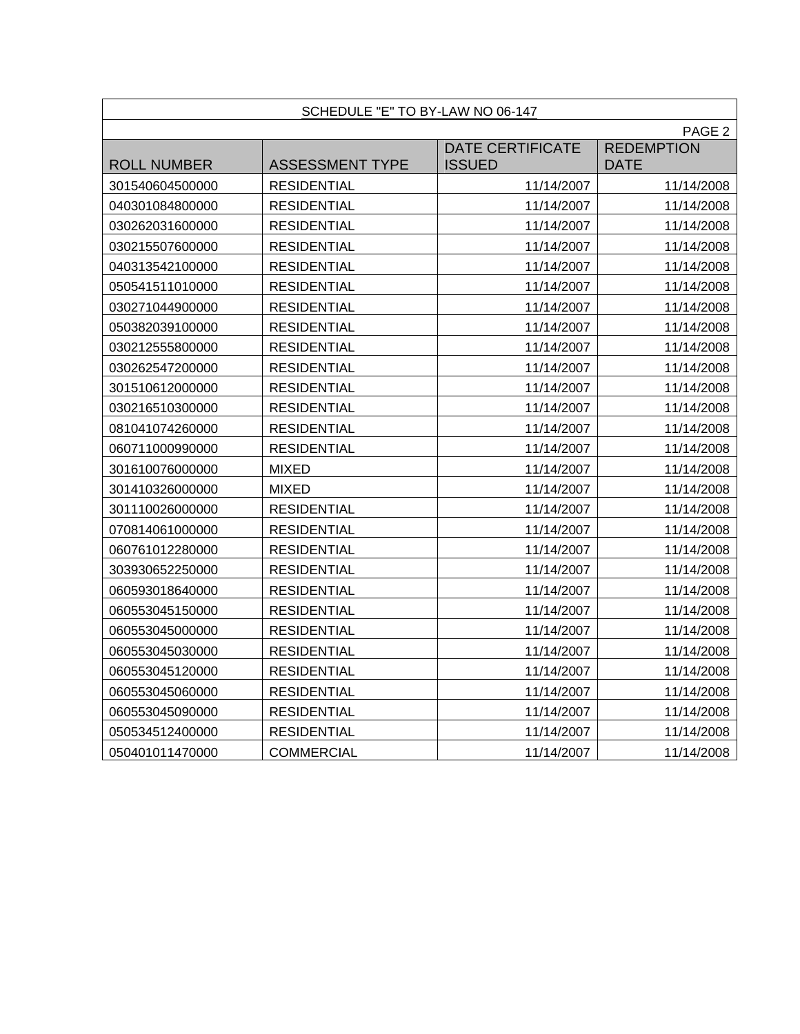SCHEDULE "E" TO BY-LAW NO 06-147

PAGE 2

| ROLL NUMBER | ASSESSMENT TYPE | DATE CERTIFICATE ISSUED | REDEMPTION DATE |
|---|---|---|---|
| 301540604500000 | RESIDENTIAL | 11/14/2007 | 11/14/2008 |
| 040301084800000 | RESIDENTIAL | 11/14/2007 | 11/14/2008 |
| 030262031600000 | RESIDENTIAL | 11/14/2007 | 11/14/2008 |
| 030215507600000 | RESIDENTIAL | 11/14/2007 | 11/14/2008 |
| 040313542100000 | RESIDENTIAL | 11/14/2007 | 11/14/2008 |
| 050541511010000 | RESIDENTIAL | 11/14/2007 | 11/14/2008 |
| 030271044900000 | RESIDENTIAL | 11/14/2007 | 11/14/2008 |
| 050382039100000 | RESIDENTIAL | 11/14/2007 | 11/14/2008 |
| 030212555800000 | RESIDENTIAL | 11/14/2007 | 11/14/2008 |
| 030262547200000 | RESIDENTIAL | 11/14/2007 | 11/14/2008 |
| 301510612000000 | RESIDENTIAL | 11/14/2007 | 11/14/2008 |
| 030216510300000 | RESIDENTIAL | 11/14/2007 | 11/14/2008 |
| 081041074260000 | RESIDENTIAL | 11/14/2007 | 11/14/2008 |
| 060711000990000 | RESIDENTIAL | 11/14/2007 | 11/14/2008 |
| 301610076000000 | MIXED | 11/14/2007 | 11/14/2008 |
| 301410326000000 | MIXED | 11/14/2007 | 11/14/2008 |
| 301110026000000 | RESIDENTIAL | 11/14/2007 | 11/14/2008 |
| 070814061000000 | RESIDENTIAL | 11/14/2007 | 11/14/2008 |
| 060761012280000 | RESIDENTIAL | 11/14/2007 | 11/14/2008 |
| 303930652250000 | RESIDENTIAL | 11/14/2007 | 11/14/2008 |
| 060593018640000 | RESIDENTIAL | 11/14/2007 | 11/14/2008 |
| 060553045150000 | RESIDENTIAL | 11/14/2007 | 11/14/2008 |
| 060553045000000 | RESIDENTIAL | 11/14/2007 | 11/14/2008 |
| 060553045030000 | RESIDENTIAL | 11/14/2007 | 11/14/2008 |
| 060553045120000 | RESIDENTIAL | 11/14/2007 | 11/14/2008 |
| 060553045060000 | RESIDENTIAL | 11/14/2007 | 11/14/2008 |
| 060553045090000 | RESIDENTIAL | 11/14/2007 | 11/14/2008 |
| 050534512400000 | RESIDENTIAL | 11/14/2007 | 11/14/2008 |
| 050401011470000 | COMMERCIAL | 11/14/2007 | 11/14/2008 |